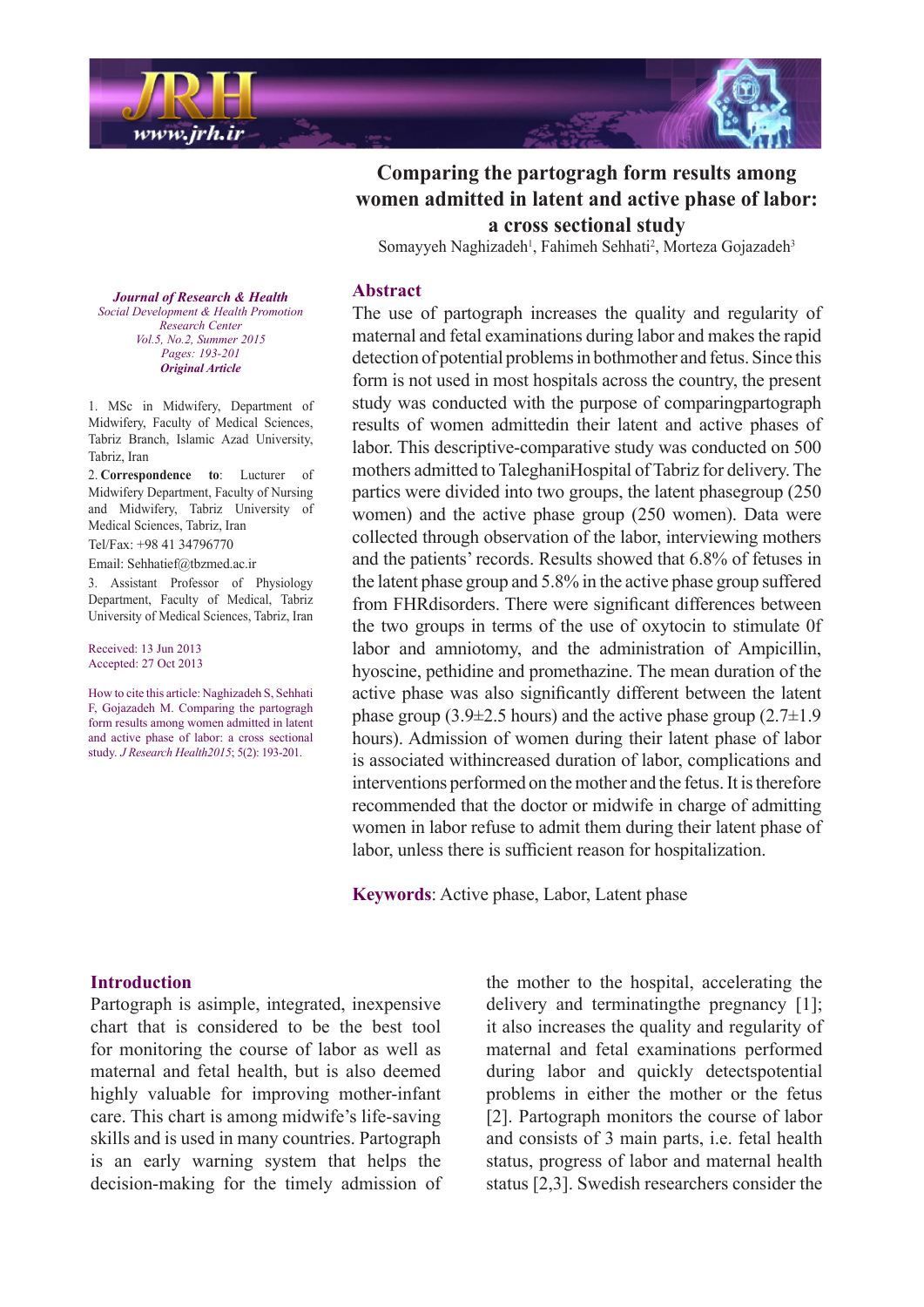# Comparing the partogragh form results among women admitted in latent and active phase of labor: a cross sectional study

Somayyeh Naghizadeh[1], Fahimeh Sehhati[2], Morteza Gojazadeh[3]

*Journal of Research & Health*
*Social Development & Health Promotion Research Center*
*Vol.5, No.2, Summer 2015*
*Pages: 193-201*
***Original Article***

1. MSc in Midwifery, Department of Midwifery, Faculty of Medical Sciences, Tabriz Branch, Islamic Azad University, Tabriz, Iran

2. **Correspondence to**: Lucturer of Midwifery Department, Faculty of Nursing and Midwifery, Tabriz University of Medical Sciences, Tabriz, Iran

Tel/Fax: +98 41 34796770

Email: Sehhatief@tbzmed.ac.ir

3. Assistant Professor of Physiology Department, Faculty of Medical, Tabriz University of Medical Sciences, Tabriz, Iran

Received: 13 Jun 2013
Accepted: 27 Oct 2013

How to cite this article: Naghizadeh S, Sehhati F, Gojazadeh M. Comparing the partogragh form results among women admitted in latent and active phase of labor: a cross sectional study. *J Research Health2015*; 5(2): 193-201.

## Abstract

The use of partograph increases the quality and regularity of maternal and fetal examinations during labor and makes the rapid detection of potential problems in bothmother and fetus. Since this form is not used in most hospitals across the country, the present study was conducted with the purpose of comparingpartograph results of women admittedin their latent and active phases of labor. This descriptive-comparative study was conducted on 500 mothers admitted to TaleghaniHospital of Tabriz for delivery. The partics were divided into two groups, the latent phasegroup (250 women) and the active phase group (250 women). Data were collected through observation of the labor, interviewing mothers and the patients' records. Results showed that 6.8% of fetuses in the latent phase group and 5.8% in the active phase group suffered from FHRdisorders. There were significant differences between the two groups in terms of the use of oxytocin to stimulate 0f labor and amniotomy, and the administration of Ampicillin, hyoscine, pethidine and promethazine. The mean duration of the active phase was also significantly different between the latent phase group (3.9±2.5 hours) and the active phase group (2.7±1.9 hours). Admission of women during their latent phase of labor is associated withincreased duration of labor, complications and interventions performed on the mother and the fetus. It is therefore recommended that the doctor or midwife in charge of admitting women in labor refuse to admit them during their latent phase of labor, unless there is sufficient reason for hospitalization.

**Keywords**: Active phase, Labor, Latent phase

## Introduction

Partograph is asimple, integrated, inexpensive chart that is considered to be the best tool for monitoring the course of labor as well as maternal and fetal health, but is also deemed highly valuable for improving mother-infant care. This chart is among midwife's life-saving skills and is used in many countries. Partograph is an early warning system that helps the decision-making for the timely admission of the mother to the hospital, accelerating the delivery and terminatingthe pregnancy [1]; it also increases the quality and regularity of maternal and fetal examinations performed during labor and quickly detectspotential problems in either the mother or the fetus [2]. Partograph monitors the course of labor and consists of 3 main parts, i.e. fetal health status, progress of labor and maternal health status [2,3]. Swedish researchers consider the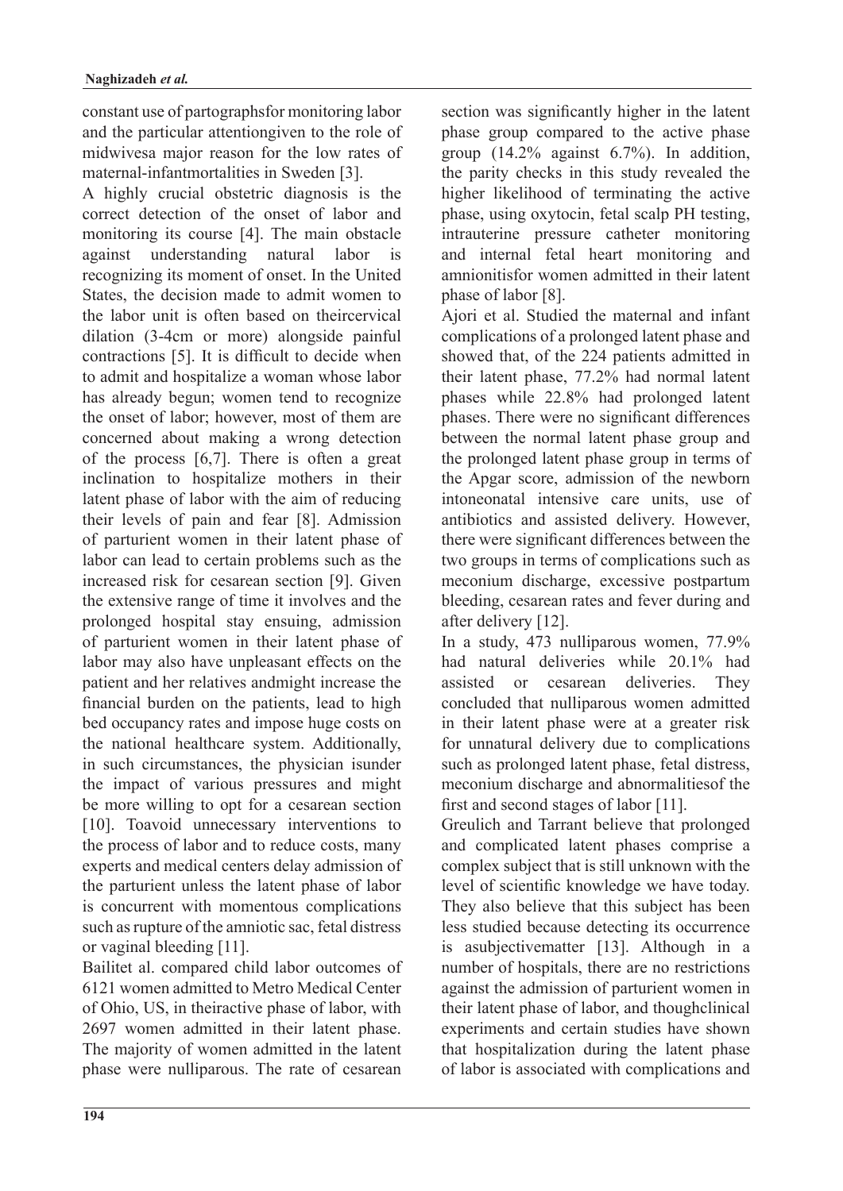constant use of partographsfor monitoring labor and the particular attentiongiven to the role of midwivesa major reason for the low rates of maternal-infantmortalities in Sweden [3].

A highly crucial obstetric diagnosis is the correct detection of the onset of labor and monitoring its course [4]. The main obstacle against understanding natural labor is recognizing its moment of onset. In the United States, the decision made to admit women to the labor unit is often based on theircervical dilation (3-4cm or more) alongside painful contractions [5]. It is difficult to decide when to admit and hospitalize a woman whose labor has already begun; women tend to recognize the onset of labor; however, most of them are concerned about making a wrong detection of the process [6,7]. There is often a great inclination to hospitalize mothers in their latent phase of labor with the aim of reducing their levels of pain and fear [8]. Admission of parturient women in their latent phase of labor can lead to certain problems such as the increased risk for cesarean section [9]. Given the extensive range of time it involves and the prolonged hospital stay ensuing, admission of parturient women in their latent phase of labor may also have unpleasant effects on the patient and her relatives andmight increase the financial burden on the patients, lead to high bed occupancy rates and impose huge costs on the national healthcare system. Additionally, in such circumstances, the physician isunder the impact of various pressures and might be more willing to opt for a cesarean section [10]. Toavoid unnecessary interventions to the process of labor and to reduce costs, many experts and medical centers delay admission of the parturient unless the latent phase of labor is concurrent with momentous complications such as rupture of the amniotic sac, fetal distress or vaginal bleeding [11].

Bailitet al. compared child labor outcomes of 6121 women admitted to Metro Medical Center of Ohio, US, in theiractive phase of labor, with 2697 women admitted in their latent phase. The majority of women admitted in the latent phase were nulliparous. The rate of cesarean section was significantly higher in the latent phase group compared to the active phase group (14.2% against 6.7%). In addition, the parity checks in this study revealed the higher likelihood of terminating the active phase, using oxytocin, fetal scalp PH testing, intrauterine pressure catheter monitoring and internal fetal heart monitoring and amnionitisfor women admitted in their latent phase of labor [8].

Ajori et al. Studied the maternal and infant complications of a prolonged latent phase and showed that, of the 224 patients admitted in their latent phase, 77.2% had normal latent phases while 22.8% had prolonged latent phases. There were no significant differences between the normal latent phase group and the prolonged latent phase group in terms of the Apgar score, admission of the newborn intoneonatal intensive care units, use of antibiotics and assisted delivery. However, there were significant differences between the two groups in terms of complications such as meconium discharge, excessive postpartum bleeding, cesarean rates and fever during and after delivery [12].

In a study, 473 nulliparous women, 77.9% had natural deliveries while 20.1% had assisted or cesarean deliveries. They concluded that nulliparous women admitted in their latent phase were at a greater risk for unnatural delivery due to complications such as prolonged latent phase, fetal distress, meconium discharge and abnormalitiesof the first and second stages of labor [11].

Greulich and Tarrant believe that prolonged and complicated latent phases comprise a complex subject that is still unknown with the level of scientific knowledge we have today. They also believe that this subject has been less studied because detecting its occurrence is asubjectivematter [13]. Although in a number of hospitals, there are no restrictions against the admission of parturient women in their latent phase of labor, and thoughclinical experiments and certain studies have shown that hospitalization during the latent phase of labor is associated with complications and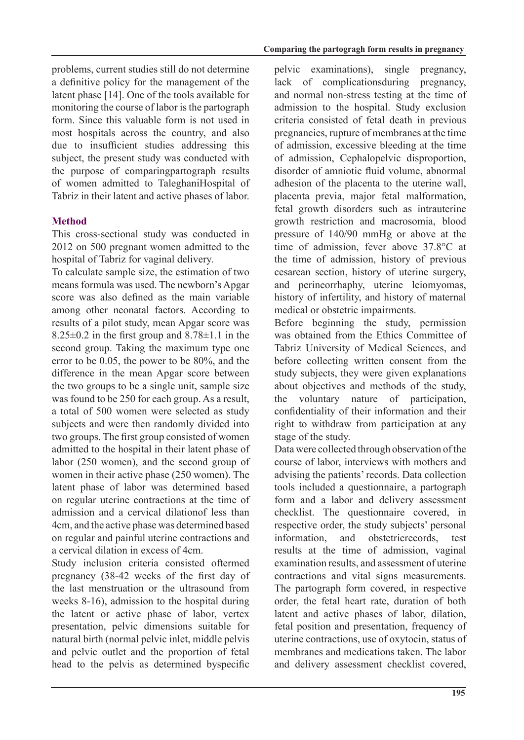problems, current studies still do not determine a definitive policy for the management of the latent phase [14]. One of the tools available for monitoring the course of labor is the partograph form. Since this valuable form is not used in most hospitals across the country, and also due to insufficient studies addressing this subject, the present study was conducted with the purpose of comparingpartograph results of women admitted to TaleghaniHospital of Tabriz in their latent and active phases of labor.

## Method

This cross-sectional study was conducted in 2012 on 500 pregnant women admitted to the hospital of Tabriz for vaginal delivery.

To calculate sample size, the estimation of two means formula was used. The newborn's Apgar score was also defined as the main variable among other neonatal factors. According to results of a pilot study, mean Apgar score was 8.25±0.2 in the first group and 8.78±1.1 in the second group. Taking the maximum type one error to be 0.05, the power to be 80%, and the difference in the mean Apgar score between the two groups to be a single unit, sample size was found to be 250 for each group. As a result, a total of 500 women were selected as study subjects and were then randomly divided into two groups. The first group consisted of women admitted to the hospital in their latent phase of labor (250 women), and the second group of women in their active phase (250 women). The latent phase of labor was determined based on regular uterine contractions at the time of admission and a cervical dilationof less than 4cm, and the active phase was determined based on regular and painful uterine contractions and a cervical dilation in excess of 4cm.

Study inclusion criteria consisted oftermed pregnancy (38-42 weeks of the first day of the last menstruation or the ultrasound from weeks 8-16), admission to the hospital during the latent or active phase of labor, vertex presentation, pelvic dimensions suitable for natural birth (normal pelvic inlet, middle pelvis and pelvic outlet and the proportion of fetal head to the pelvis as determined byspecific pelvic examinations), single pregnancy, lack of complicationsduring pregnancy, and normal non-stress testing at the time of admission to the hospital. Study exclusion criteria consisted of fetal death in previous pregnancies, rupture of membranes at the time of admission, excessive bleeding at the time of admission, Cephalopelvic disproportion, disorder of amniotic fluid volume, abnormal adhesion of the placenta to the uterine wall, placenta previa, major fetal malformation, fetal growth disorders such as intrauterine growth restriction and macrosomia, blood pressure of 140/90 mmHg or above at the time of admission, fever above 37.8°C at the time of admission, history of previous cesarean section, history of uterine surgery, and perineorrhaphy, uterine leiomyomas, history of infertility, and history of maternal medical or obstetric impairments.

Before beginning the study, permission was obtained from the Ethics Committee of Tabriz University of Medical Sciences, and before collecting written consent from the study subjects, they were given explanations about objectives and methods of the study, the voluntary nature of participation, confidentiality of their information and their right to withdraw from participation at any stage of the study.

Data were collected through observation of the course of labor, interviews with mothers and advising the patients' records. Data collection tools included a questionnaire, a partograph form and a labor and delivery assessment checklist. The questionnaire covered, in respective order, the study subjects' personal information, and obstetricrecords, test results at the time of admission, vaginal examination results, and assessment of uterine contractions and vital signs measurements. The partograph form covered, in respective order, the fetal heart rate, duration of both latent and active phases of labor, dilation, fetal position and presentation, frequency of uterine contractions, use of oxytocin, status of membranes and medications taken. The labor and delivery assessment checklist covered,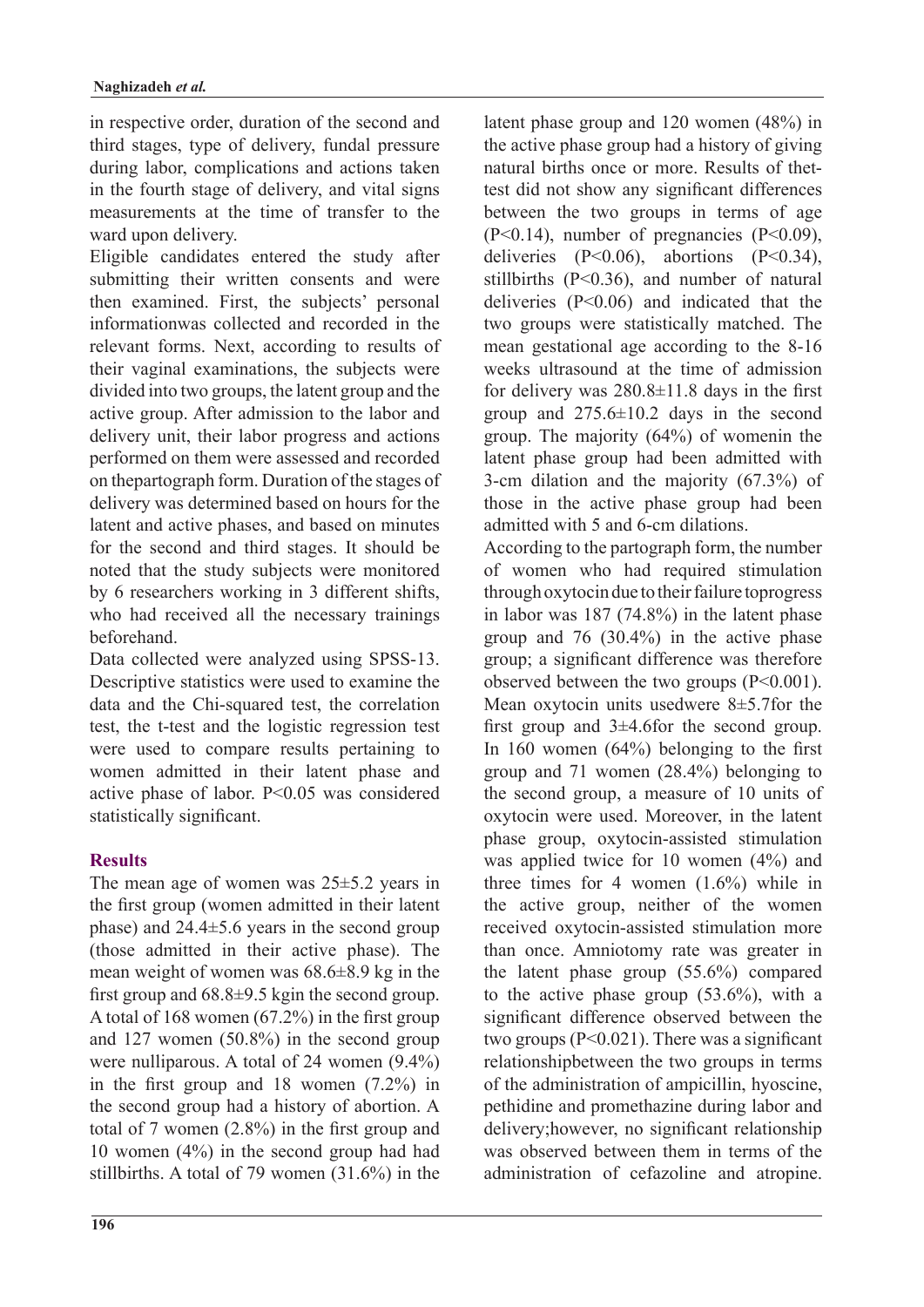in respective order, duration of the second and third stages, type of delivery, fundal pressure during labor, complications and actions taken in the fourth stage of delivery, and vital signs measurements at the time of transfer to the ward upon delivery.

Eligible candidates entered the study after submitting their written consents and were then examined. First, the subjects' personal informationwas collected and recorded in the relevant forms. Next, according to results of their vaginal examinations, the subjects were divided into two groups, the latent group and the active group. After admission to the labor and delivery unit, their labor progress and actions performed on them were assessed and recorded on thepartograph form. Duration of the stages of delivery was determined based on hours for the latent and active phases, and based on minutes for the second and third stages. It should be noted that the study subjects were monitored by 6 researchers working in 3 different shifts, who had received all the necessary trainings beforehand.

Data collected were analyzed using SPSS-13. Descriptive statistics were used to examine the data and the Chi-squared test, the correlation test, the t-test and the logistic regression test were used to compare results pertaining to women admitted in their latent phase and active phase of labor. $P<0.05$ was considered statistically significant.

## Results

The mean age of women was 25±5.2 years in the first group (women admitted in their latent phase) and 24.4±5.6 years in the second group (those admitted in their active phase). The mean weight of women was 68.6±8.9 kg in the first group and 68.8±9.5 kgin the second group. A total of 168 women (67.2%) in the first group and 127 women (50.8%) in the second group were nulliparous. A total of 24 women (9.4%) in the first group and 18 women (7.2%) in the second group had a history of abortion. A total of 7 women (2.8%) in the first group and 10 women (4%) in the second group had had stillbirths. A total of 79 women (31.6%) in the latent phase group and 120 women (48%) in the active phase group had a history of giving natural births once or more. Results of thettest did not show any significant differences between the two groups in terms of age ($P<0.14$), number of pregnancies ($P<0.09$), deliveries ($P<0.06$), abortions ($P<0.34$), stillbirths ($P<0.36$), and number of natural deliveries ($P<0.06$) and indicated that the two groups were statistically matched. The mean gestational age according to the 8-16 weeks ultrasound at the time of admission for delivery was 280.8±11.8 days in the first group and 275.6±10.2 days in the second group. The majority (64%) of womenin the latent phase group had been admitted with 3-cm dilation and the majority (67.3%) of those in the active phase group had been admitted with 5 and 6-cm dilations.

According to the partograph form, the number of women who had required stimulation through oxytocin due to their failure toprogress in labor was 187 (74.8%) in the latent phase group and 76 (30.4%) in the active phase group; a significant difference was therefore observed between the two groups ($P<0.001$). Mean oxytocin units usedwere 8±5.7for the first group and 3±4.6for the second group. In 160 women (64%) belonging to the first group and 71 women (28.4%) belonging to the second group, a measure of 10 units of oxytocin were used. Moreover, in the latent phase group, oxytocin-assisted stimulation was applied twice for 10 women (4%) and three times for 4 women (1.6%) while in the active group, neither of the women received oxytocin-assisted stimulation more than once. Amniotomy rate was greater in the latent phase group (55.6%) compared to the active phase group (53.6%), with a significant difference observed between the two groups ($P<0.021$). There was a significant relationshipbetween the two groups in terms of the administration of ampicillin, hyoscine, pethidine and promethazine during labor and delivery;however, no significant relationship was observed between them in terms of the administration of cefazoline and atropine.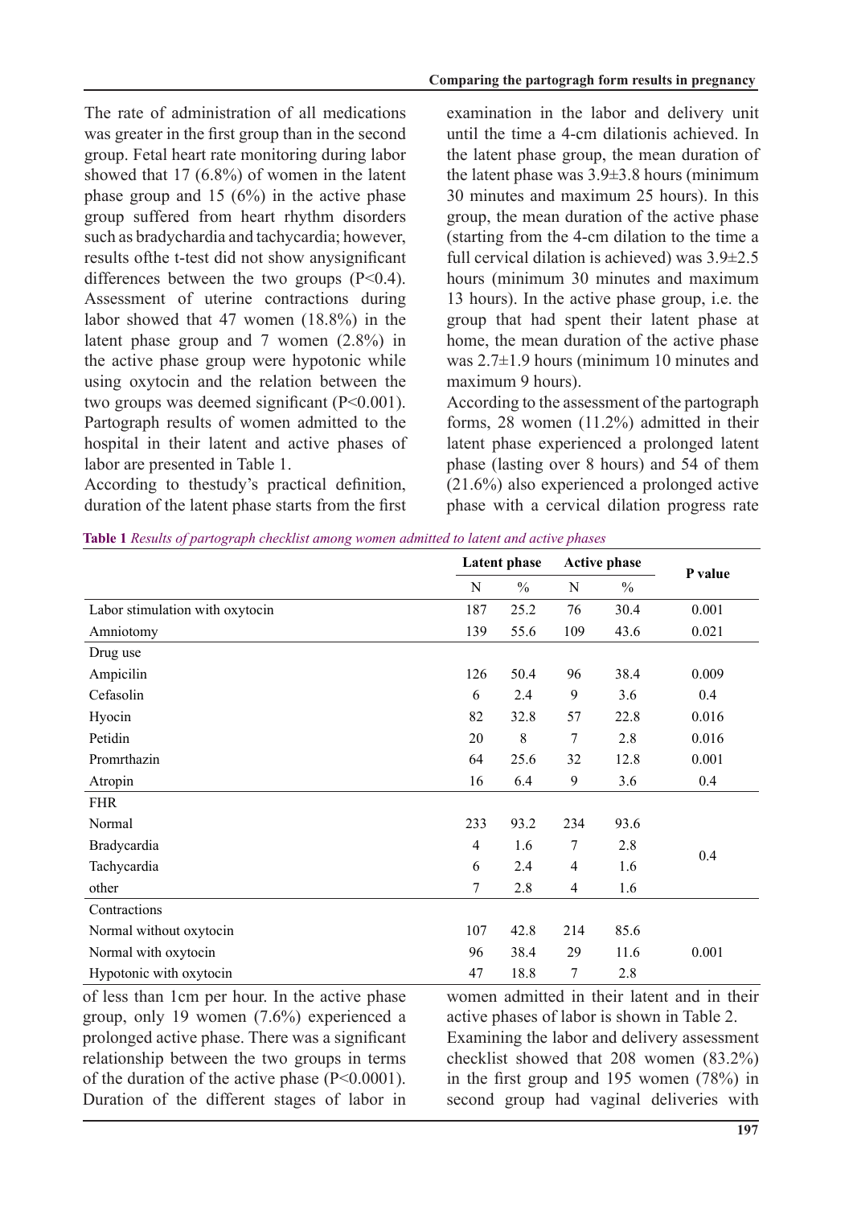The rate of administration of all medications was greater in the first group than in the second group. Fetal heart rate monitoring during labor showed that 17 (6.8%) of women in the latent phase group and 15 (6%) in the active phase group suffered from heart rhythm disorders such as bradychardia and tachycardia; however, results ofthe t-test did not show anysignificant differences between the two groups (P<0.4). Assessment of uterine contractions during labor showed that 47 women (18.8%) in the latent phase group and 7 women (2.8%) in the active phase group were hypotonic while using oxytocin and the relation between the two groups was deemed significant (P<0.001). Partograph results of women admitted to the hospital in their latent and active phases of labor are presented in Table 1.

According to thestudy's practical definition, duration of the latent phase starts from the first examination in the labor and delivery unit until the time a 4-cm dilationis achieved. In the latent phase group, the mean duration of the latent phase was 3.9±3.8 hours (minimum 30 minutes and maximum 25 hours). In this group, the mean duration of the active phase (starting from the 4-cm dilation to the time a full cervical dilation is achieved) was 3.9±2.5 hours (minimum 30 minutes and maximum 13 hours). In the active phase group, i.e. the group that had spent their latent phase at home, the mean duration of the active phase was 2.7±1.9 hours (minimum 10 minutes and maximum 9 hours).

According to the assessment of the partograph forms, 28 women (11.2%) admitted in their latent phase experienced a prolonged latent phase (lasting over 8 hours) and 54 of them (21.6%) also experienced a prolonged active phase with a cervical dilation progress rate of less than 1cm per hour. In the active phase group, only 19 women (7.6%) experienced a prolonged active phase. There was a significant relationship between the two groups in terms of the duration of the active phase (P<0.0001). Duration of the different stages of labor in women admitted in their latent and in their active phases of labor is shown in Table 2.

Examining the labor and delivery assessment checklist showed that 208 women (83.2%) in the first group and 195 women (78%) in second group had vaginal deliveries with

**Table 1** *Results of partograph checklist among women admitted to latent and active phases*

| | Latent phase | | Active phase | | P value |
|---|---|---|---|---|---|
| | N | % | N | % | |
| Labor stimulation with oxytocin | 187 | 25.2 | 76 | 30.4 | 0.001 |
| Amniotomy | 139 | 55.6 | 109 | 43.6 | 0.021 |
| Drug use | | | | | |
| Ampicilin | 126 | 50.4 | 96 | 38.4 | 0.009 |
| Cefasolin | 6 | 2.4 | 9 | 3.6 | 0.4 |
| Hyocin | 82 | 32.8 | 57 | 22.8 | 0.016 |
| Petidin | 20 | 8 | 7 | 2.8 | 0.016 |
| Promrthazin | 64 | 25.6 | 32 | 12.8 | 0.001 |
| Atropin | 16 | 6.4 | 9 | 3.6 | 0.4 |
| FHR | | | | | |
| Normal | 233 | 93.2 | 234 | 93.6 | 0.4 |
| Bradycardia | 4 | 1.6 | 7 | 2.8 | |
| Tachycardia | 6 | 2.4 | 4 | 1.6 | |
| other | 7 | 2.8 | 4 | 1.6 | |
| Contractions | | | | | |
| Normal without oxytocin | 107 | 42.8 | 214 | 85.6 | 0.001 |
| Normal with oxytocin | 96 | 38.4 | 29 | 11.6 | |
| Hypotonic with oxytocin | 47 | 18.8 | 7 | 2.8 | |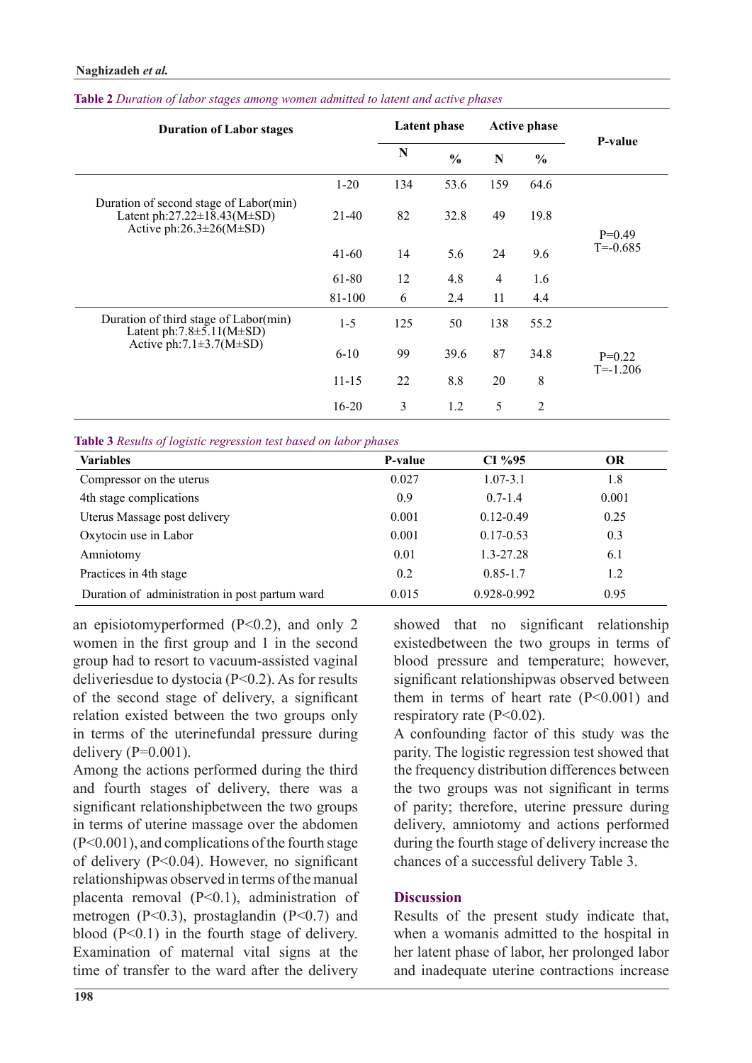**Table 2** *Duration of labor stages among women admitted to latent and active phases*

| Duration of Labor stages | | Latent phase | | Active phase | | P-value |
|---|---|---|---|---|---|---|
| | | N | % | N | % | |
| Duration of second stage of Labor(min) Latent ph:27.22±18.43(M±SD) Active ph:26.3±26(M±SD) | 1-20 | 134 | 53.6 | 159 | 64.6 | P=0.49 T=-0.685 |
| | 21-40 | 82 | 32.8 | 49 | 19.8 | |
| | 41-60 | 14 | 5.6 | 24 | 9.6 | |
| | 61-80 | 12 | 4.8 | 4 | 1.6 | |
| | 81-100 | 6 | 2.4 | 11 | 4.4 | |
| Duration of third stage of Labor(min) Latent ph:7.8±5.11(M±SD) Active ph:7.1±3.7(M±SD) | 1-5 | 125 | 50 | 138 | 55.2 | P=0.22 T=-1.206 |
| | 6-10 | 99 | 39.6 | 87 | 34.8 | |
| | 11-15 | 22 | 8.8 | 20 | 8 | |
| | 16-20 | 3 | 1.2 | 5 | 2 | |

**Table 3** *Results of logistic regression test based on labor phases*

| Variables | P-value | CI %95 | OR |
|---|---|---|---|
| Compressor on the uterus | 0.027 | 1.07-3.1 | 1.8 |
| 4th stage complications | 0.9 | 0.7-1.4 | 0.001 |
| Uterus Massage post delivery | 0.001 | 0.12-0.49 | 0.25 |
| Oxytocin use in Labor | 0.001 | 0.17-0.53 | 0.3 |
| Amniotomy | 0.01 | 1.3-27.28 | 6.1 |
| Practices in 4th stage | 0.2 | 0.85-1.7 | 1.2 |
| Duration of administration in post partum ward | 0.015 | 0.928-0.992 | 0.95 |

an episiotomyperformed (P<0.2), and only 2 women in the first group and 1 in the second group had to resort to vacuum-assisted vaginal deliveriesdue to dystocia (P<0.2). As for results of the second stage of delivery, a significant relation existed between the two groups only in terms of the uterinefundal pressure during delivery (P=0.001).

Among the actions performed during the third and fourth stages of delivery, there was a significant relationshipbetween the two groups in terms of uterine massage over the abdomen (P<0.001), and complications of the fourth stage of delivery (P<0.04). However, no significant relationshipwas observed in terms of the manual placenta removal (P<0.1), administration of metrogen (P<0.3), prostaglandin (P<0.7) and blood (P<0.1) in the fourth stage of delivery. Examination of maternal vital signs at the time of transfer to the ward after the delivery showed that no significant relationship existedbetween the two groups in terms of blood pressure and temperature; however, significant relationshipwas observed between them in terms of heart rate (P<0.001) and respiratory rate (P<0.02).

A confounding factor of this study was the parity. The logistic regression test showed that the frequency distribution differences between the two groups was not significant in terms of parity; therefore, uterine pressure during delivery, amniotomy and actions performed during the fourth stage of delivery increase the chances of a successful delivery Table 3.

## Discussion

Results of the present study indicate that, when a womanis admitted to the hospital in her latent phase of labor, her prolonged labor and inadequate uterine contractions increase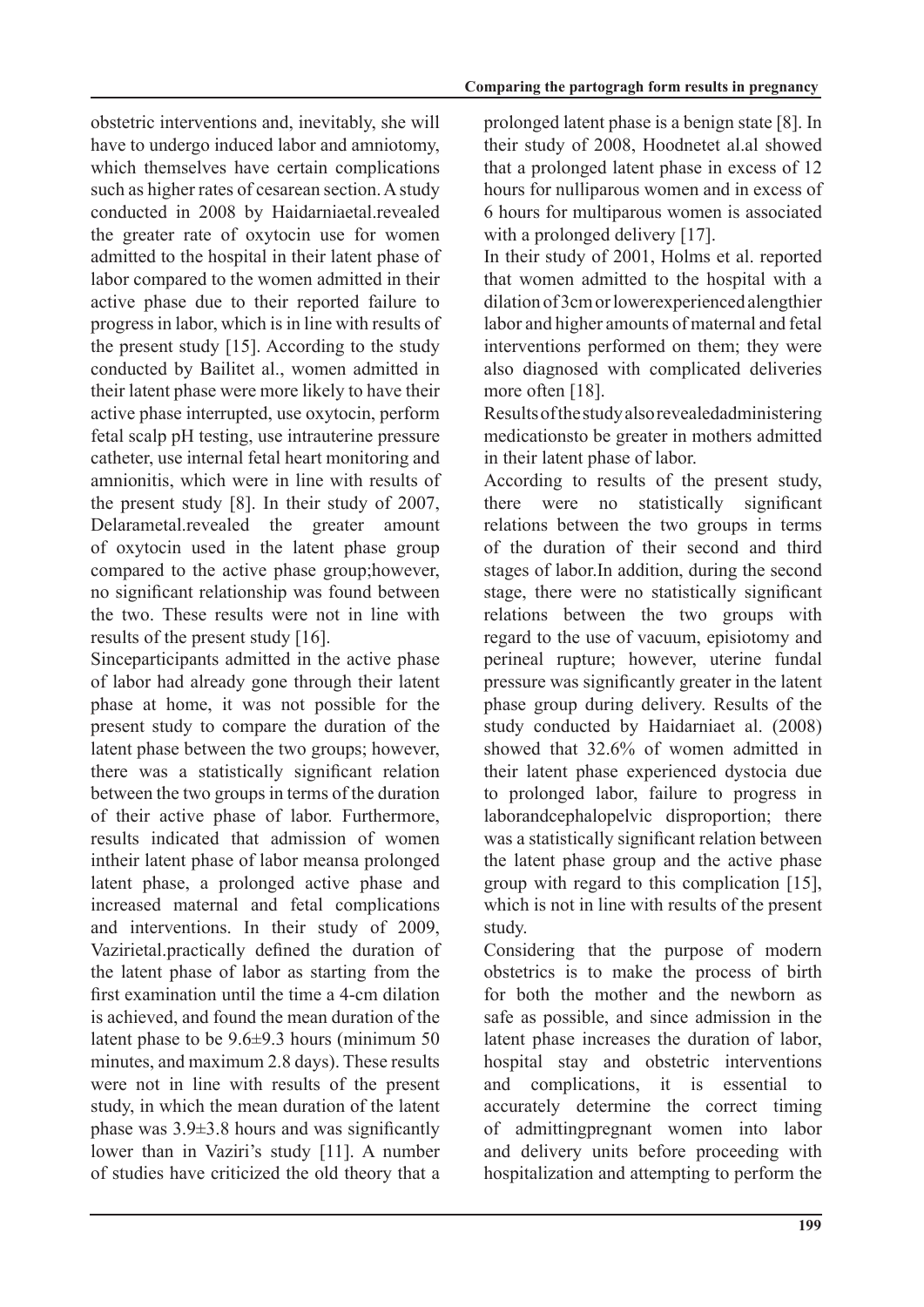obstetric interventions and, inevitably, she will have to undergo induced labor and amniotomy, which themselves have certain complications such as higher rates of cesarean section. A study conducted in 2008 by Haidarniaetal.revealed the greater rate of oxytocin use for women admitted to the hospital in their latent phase of labor compared to the women admitted in their active phase due to their reported failure to progress in labor, which is in line with results of the present study [15]. According to the study conducted by Bailitet al., women admitted in their latent phase were more likely to have their active phase interrupted, use oxytocin, perform fetal scalp pH testing, use intrauterine pressure catheter, use internal fetal heart monitoring and amnionitis, which were in line with results of the present study [8]. In their study of 2007, Delarametal.revealed the greater amount of oxytocin used in the latent phase group compared to the active phase group;however, no significant relationship was found between the two. These results were not in line with results of the present study [16].

Sinceparticipants admitted in the active phase of labor had already gone through their latent phase at home, it was not possible for the present study to compare the duration of the latent phase between the two groups; however, there was a statistically significant relation between the two groups in terms of the duration of their active phase of labor. Furthermore, results indicated that admission of women intheir latent phase of labor meansa prolonged latent phase, a prolonged active phase and increased maternal and fetal complications and interventions. In their study of 2009, Vazirietal.practically defined the duration of the latent phase of labor as starting from the first examination until the time a 4-cm dilation is achieved, and found the mean duration of the latent phase to be 9.6±9.3 hours (minimum 50 minutes, and maximum 2.8 days). These results were not in line with results of the present study, in which the mean duration of the latent phase was 3.9±3.8 hours and was significantly lower than in Vaziri's study [11]. A number of studies have criticized the old theory that a prolonged latent phase is a benign state [8]. In their study of 2008, Hoodnetet al.al showed that a prolonged latent phase in excess of 12 hours for nulliparous women and in excess of 6 hours for multiparous women is associated with a prolonged delivery [17].

In their study of 2001, Holms et al. reported that women admitted to the hospital with a dilation of 3cm or lowerexperienced alengthier labor and higher amounts of maternal and fetal interventions performed on them; they were also diagnosed with complicated deliveries more often [18].

Results of the study also revealedadministering medicationsto be greater in mothers admitted in their latent phase of labor.

According to results of the present study, there were no statistically significant relations between the two groups in terms of the duration of their second and third stages of labor.In addition, during the second stage, there were no statistically significant relations between the two groups with regard to the use of vacuum, episiotomy and perineal rupture; however, uterine fundal pressure was significantly greater in the latent phase group during delivery. Results of the study conducted by Haidarniaet al. (2008) showed that 32.6% of women admitted in their latent phase experienced dystocia due to prolonged labor, failure to progress in laborandcephalopelvic disproportion; there was a statistically significant relation between the latent phase group and the active phase group with regard to this complication [15], which is not in line with results of the present study.

Considering that the purpose of modern obstetrics is to make the process of birth for both the mother and the newborn as safe as possible, and since admission in the latent phase increases the duration of labor, hospital stay and obstetric interventions and complications, it is essential to accurately determine the correct timing of admittingpregnant women into labor and delivery units before proceeding with hospitalization and attempting to perform the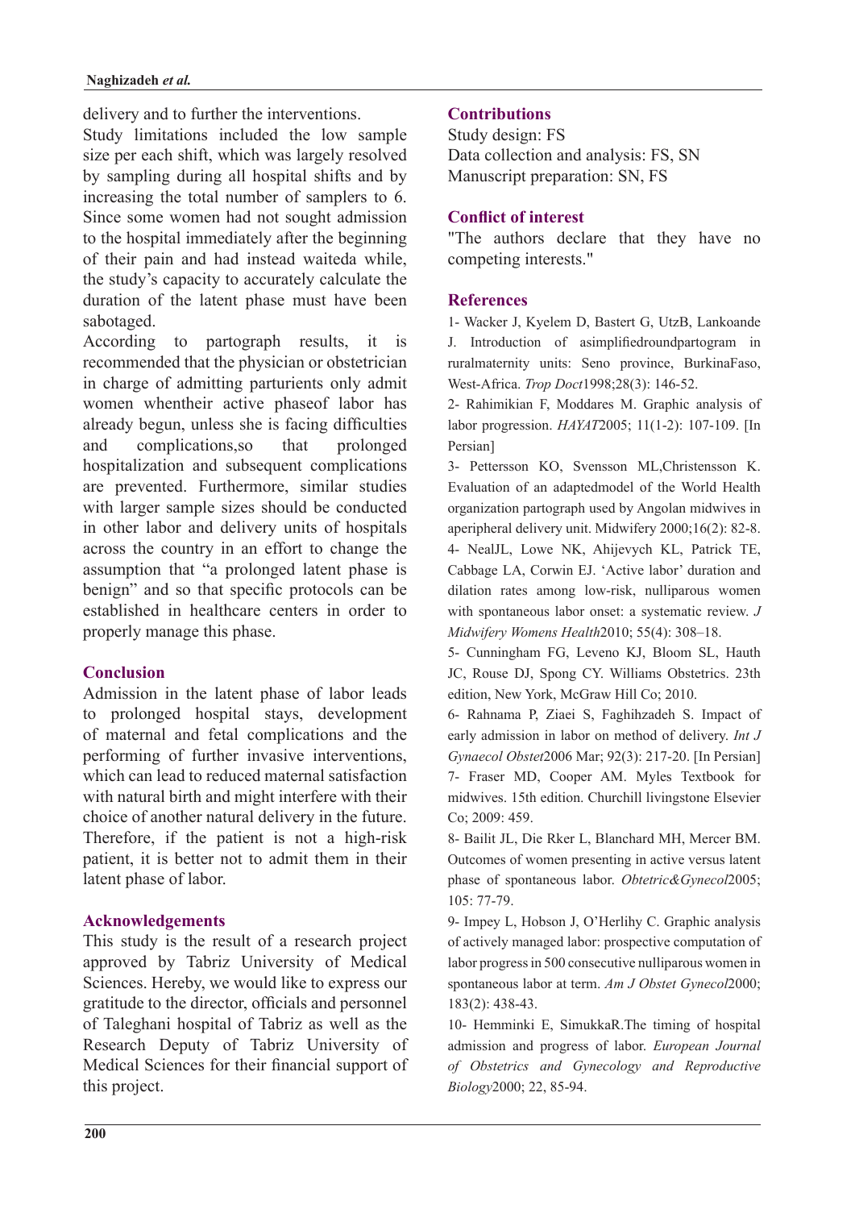delivery and to further the interventions.

Study limitations included the low sample size per each shift, which was largely resolved by sampling during all hospital shifts and by increasing the total number of samplers to 6. Since some women had not sought admission to the hospital immediately after the beginning of their pain and had instead waiteda while, the study's capacity to accurately calculate the duration of the latent phase must have been sabotaged.

According to partograph results, it is recommended that the physician or obstetrician in charge of admitting parturients only admit women whentheir active phaseof labor has already begun, unless she is facing difficulties and complications,so that prolonged hospitalization and subsequent complications are prevented. Furthermore, similar studies with larger sample sizes should be conducted in other labor and delivery units of hospitals across the country in an effort to change the assumption that "a prolonged latent phase is benign" and so that specific protocols can be established in healthcare centers in order to properly manage this phase.

## Conclusion

Admission in the latent phase of labor leads to prolonged hospital stays, development of maternal and fetal complications and the performing of further invasive interventions, which can lead to reduced maternal satisfaction with natural birth and might interfere with their choice of another natural delivery in the future. Therefore, if the patient is not a high-risk patient, it is better not to admit them in their latent phase of labor.

## Acknowledgements

This study is the result of a research project approved by Tabriz University of Medical Sciences. Hereby, we would like to express our gratitude to the director, officials and personnel of Taleghani hospital of Tabriz as well as the Research Deputy of Tabriz University of Medical Sciences for their financial support of this project.

## Contributions

Study design: FS

Data collection and analysis: FS, SN

Manuscript preparation: SN, FS

## Conflict of interest

"The authors declare that they have no competing interests."

## References

1- Wacker J, Kyelem D, Bastert G, UtzB, Lankoande J. Introduction of asimplifiedroundpartogram in ruralmaternity units: Seno province, BurkinaFaso, West-Africa. *Trop Doct*1998;28(3): 146-52.

2- Rahimikian F, Moddares M. Graphic analysis of labor progression. *HAYAT*2005; 11(1-2): 107-109. [In Persian]

3- Pettersson KO, Svensson ML,Christensson K. Evaluation of an adaptedmodel of the World Health organization partograph used by Angolan midwives in aperipheral delivery unit. Midwifery 2000;16(2): 82-8.

4- NealJL, Lowe NK, Ahijevych KL, Patrick TE, Cabbage LA, Corwin EJ. 'Active labor' duration and dilation rates among low-risk, nulliparous women with spontaneous labor onset: a systematic review. *J Midwifery Womens Health*2010; 55(4): 308–18.

5- Cunningham FG, Leveno KJ, Bloom SL, Hauth JC, Rouse DJ, Spong CY. Williams Obstetrics. 23th edition, New York, McGraw Hill Co; 2010.

6- Rahnama P, Ziaei S, Faghihzadeh S. Impact of early admission in labor on method of delivery. *Int J Gynaecol Obstet*2006 Mar; 92(3): 217-20. [In Persian]

7- Fraser MD, Cooper AM. Myles Textbook for midwives. 15th edition. Churchill livingstone Elsevier Co; 2009: 459.

8- Bailit JL, Die Rker L, Blanchard MH, Mercer BM. Outcomes of women presenting in active versus latent phase of spontaneous labor. *Obtetric&Gynecol*2005; 105: 77-79.

9- Impey L, Hobson J, O'Herlihy C. Graphic analysis of actively managed labor: prospective computation of labor progress in 500 consecutive nulliparous women in spontaneous labor at term. *Am J Obstet Gynecol*2000; 183(2): 438-43.

10- Hemminki E, SimukkaR.The timing of hospital admission and progress of labor. *European Journal of Obstetrics and Gynecology and Reproductive Biology*2000; 22, 85-94.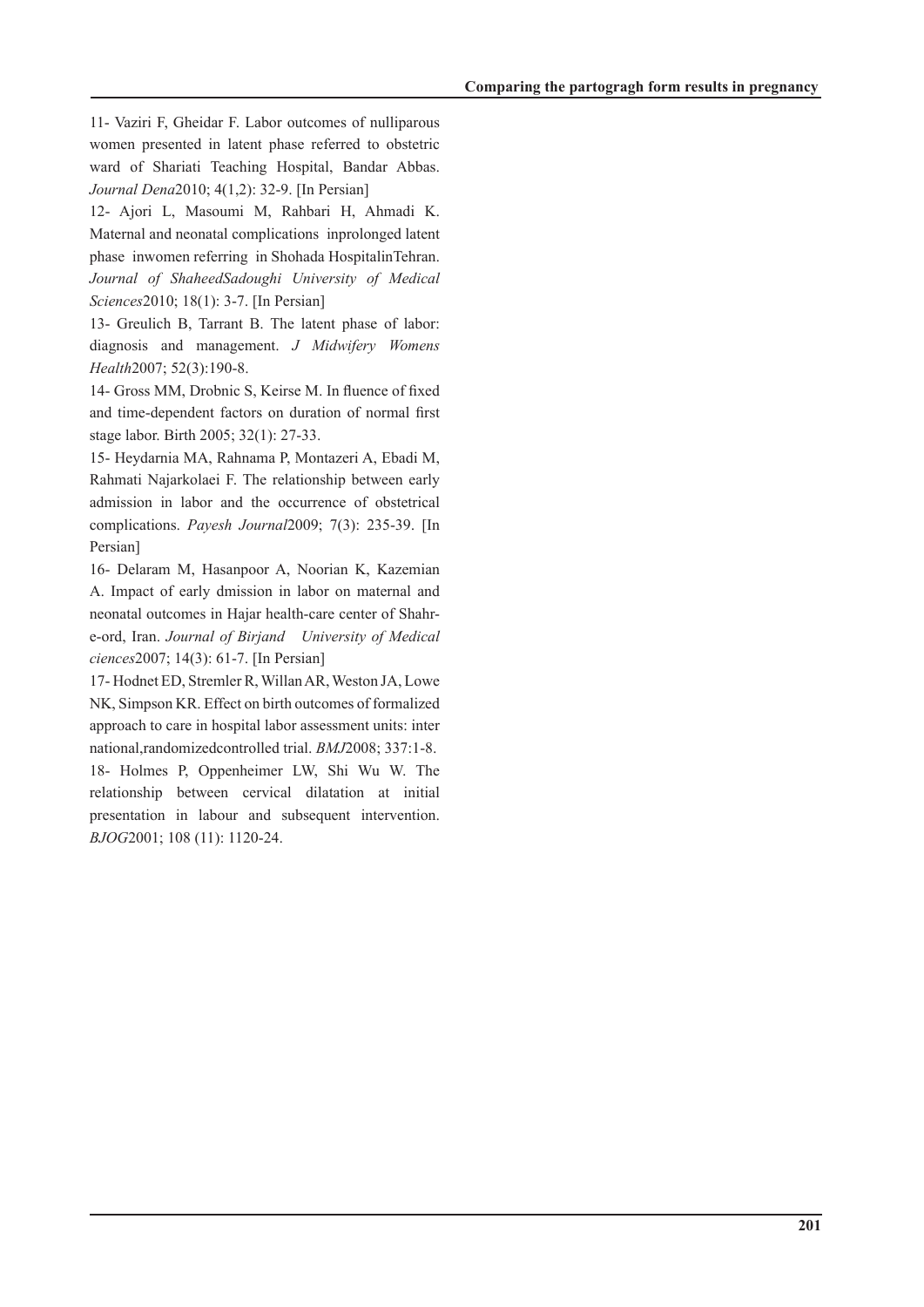11- Vaziri F, Gheidar F. Labor outcomes of nulliparous women presented in latent phase referred to obstetric ward of Shariati Teaching Hospital, Bandar Abbas. *Journal Dena*2010; 4(1,2): 32-9. [In Persian]

12- Ajori L, Masoumi M, Rahbari H, Ahmadi K. Maternal and neonatal complications inprolonged latent phase inwomen referring in Shohada HospitalinTehran. *Journal of ShaheedSadoughi University of Medical Sciences*2010; 18(1): 3-7. [In Persian]

13- Greulich B, Tarrant B. The latent phase of labor: diagnosis and management. *J Midwifery Womens Health*2007; 52(3):190-8.

14- Gross MM, Drobnic S, Keirse M. In fluence of fixed and time-dependent factors on duration of normal first stage labor. Birth 2005; 32(1): 27-33.

15- Heydarnia MA, Rahnama P, Montazeri A, Ebadi M, Rahmati Najarkolaei F. The relationship between early admission in labor and the occurrence of obstetrical complications. *Payesh Journal*2009; 7(3): 235-39. [In Persian]

16- Delaram M, Hasanpoor A, Noorian K, Kazemian A. Impact of early dmission in labor on maternal and neonatal outcomes in Hajar health-care center of Shahr-e-ord, Iran. *Journal of Birjand University of Medical ciences*2007; 14(3): 61-7. [In Persian]

17- Hodnet ED, Stremler R, Willan AR, Weston JA, Lowe NK, Simpson KR. Effect on birth outcomes of formalized approach to care in hospital labor assessment units: inter national,randomizedcontrolled trial. *BMJ*2008; 337:1-8.

18- Holmes P, Oppenheimer LW, Shi Wu W. The relationship between cervical dilatation at initial presentation in labour and subsequent intervention. *BJOG*2001; 108 (11): 1120-24.